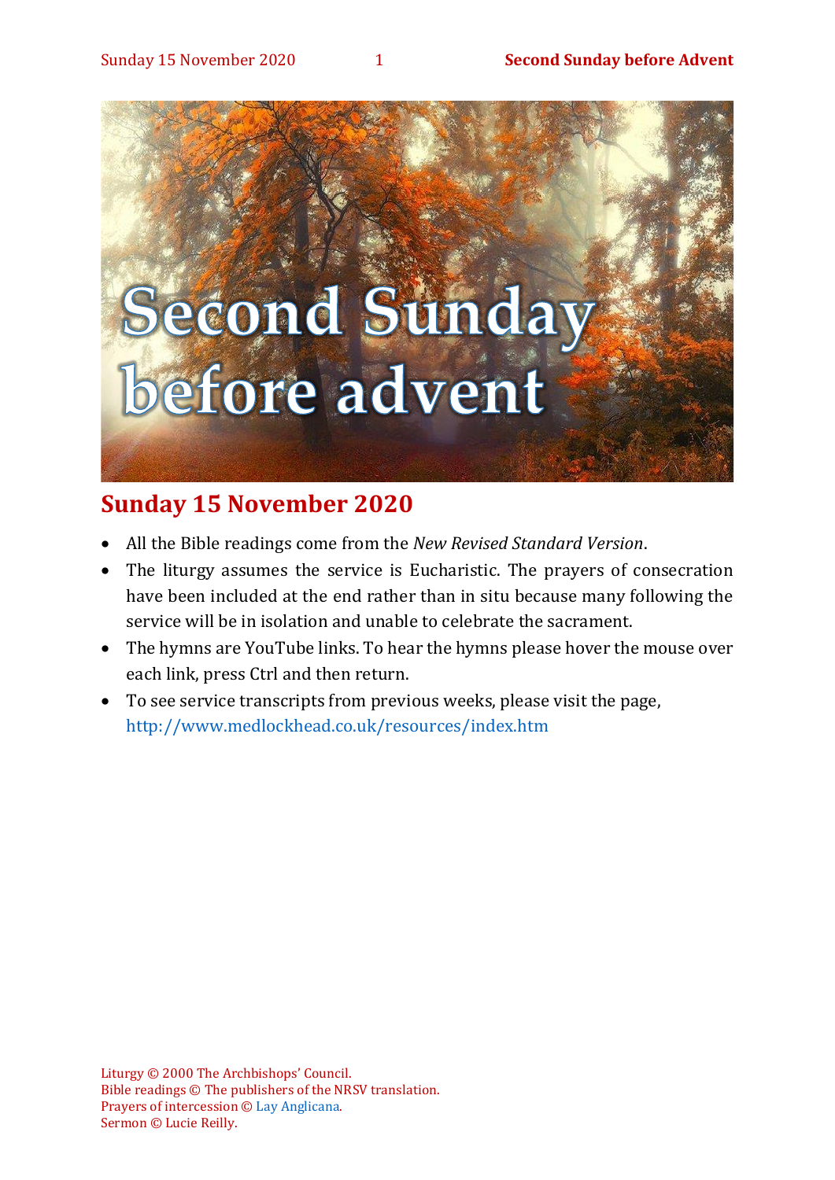# Second Sunday before advent

## Sunday 15 November 2020

- All the Bible readings come from the *New Revised Standard Version*.
- The liturgy assumes the service is Eucharistic. The prayers of consecration have been included at the end rather than in situ because many following the service will be in isolation and unable to celebrate the sacrament.
- The hymns are YouTube links. To hear the hymns please hover the mouse over each link, press Ctrl and then return.
- To see service transcripts from previous weeks, please visit the page, http://www.medlockhead.co.uk/resources/index.htm

Liturgy © 2000 The Archbishops' Council.
Bible readings © The publishers of the NRSV translation.
Prayers of intercession © Lay Anglicana.
Sermon © Lucie Reilly.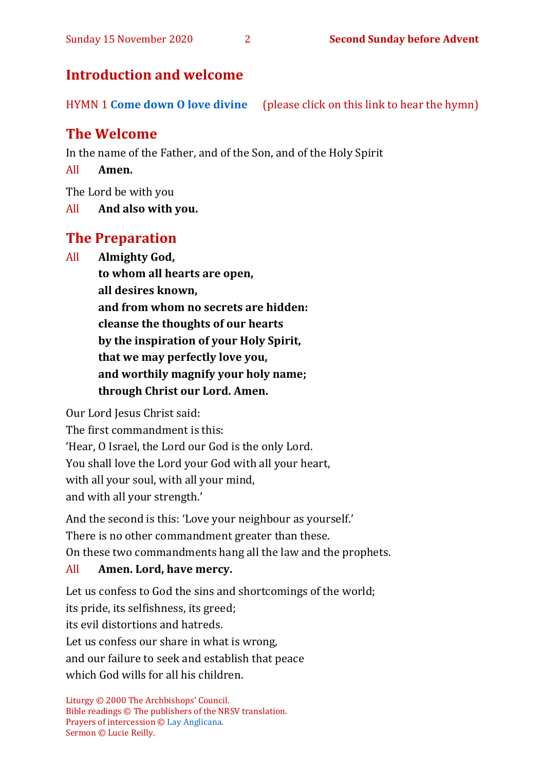## Introduction and welcome

HYMN 1 **Come down O love divine** (please click on this link to hear the hymn)

## The Welcome

In the name of the Father, and of the Son, and of the Holy Spirit

All **Amen.**

The Lord be with you

All **And also with you.**

## The Preparation

All **Almighty God,**
**to whom all hearts are open,**
**all desires known,**
**and from whom no secrets are hidden:**
**cleanse the thoughts of our hearts**
**by the inspiration of your Holy Spirit,**
**that we may perfectly love you,**
**and worthily magnify your holy name;**
**through Christ our Lord. Amen.**

Our Lord Jesus Christ said:
The first commandment is this:
'Hear, O Israel, the Lord our God is the only Lord.
You shall love the Lord your God with all your heart,
with all your soul, with all your mind,
and with all your strength.'

And the second is this: 'Love your neighbour as yourself.'
There is no other commandment greater than these.
On these two commandments hang all the law and the prophets.

All **Amen. Lord, have mercy.**

Let us confess to God the sins and shortcomings of the world;
its pride, its selfishness, its greed;
its evil distortions and hatreds.
Let us confess our share in what is wrong,
and our failure to seek and establish that peace
which God wills for all his children.

Liturgy © 2000 The Archbishops' Council.
Bible readings © The publishers of the NRSV translation.
Prayers of intercession © Lay Anglicana.
Sermon © Lucie Reilly.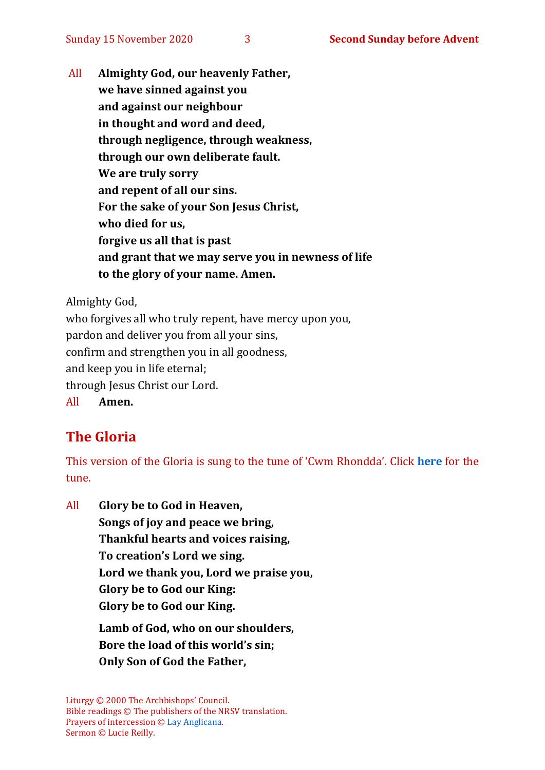All **Almighty God, our heavenly Father,**
**we have sinned against you**
**and against our neighbour**
**in thought and word and deed,**
**through negligence, through weakness,**
**through our own deliberate fault.**
**We are truly sorry**
**and repent of all our sins.**
**For the sake of your Son Jesus Christ,**
**who died for us,**
**forgive us all that is past**
**and grant that we may serve you in newness of life**
**to the glory of your name. Amen.**

Almighty God,
who forgives all who truly repent, have mercy upon you,
pardon and deliver you from all your sins,
confirm and strengthen you in all goodness,
and keep you in life eternal;
through Jesus Christ our Lord.
All **Amen.**

## The Gloria

This version of the Gloria is sung to the tune of 'Cwm Rhondda'. Click **here** for the tune.

All **Glory be to God in Heaven,**
**Songs of joy and peace we bring,**
**Thankful hearts and voices raising,**
**To creation's Lord we sing.**
**Lord we thank you, Lord we praise you,**
**Glory be to God our King:**
**Glory be to God our King.**

**Lamb of God, who on our shoulders,**
**Bore the load of this world's sin;**
**Only Son of God the Father,**

Liturgy © 2000 The Archbishops' Council.
Bible readings © The publishers of the NRSV translation.
Prayers of intercession © Lay Anglicana.
Sermon © Lucie Reilly.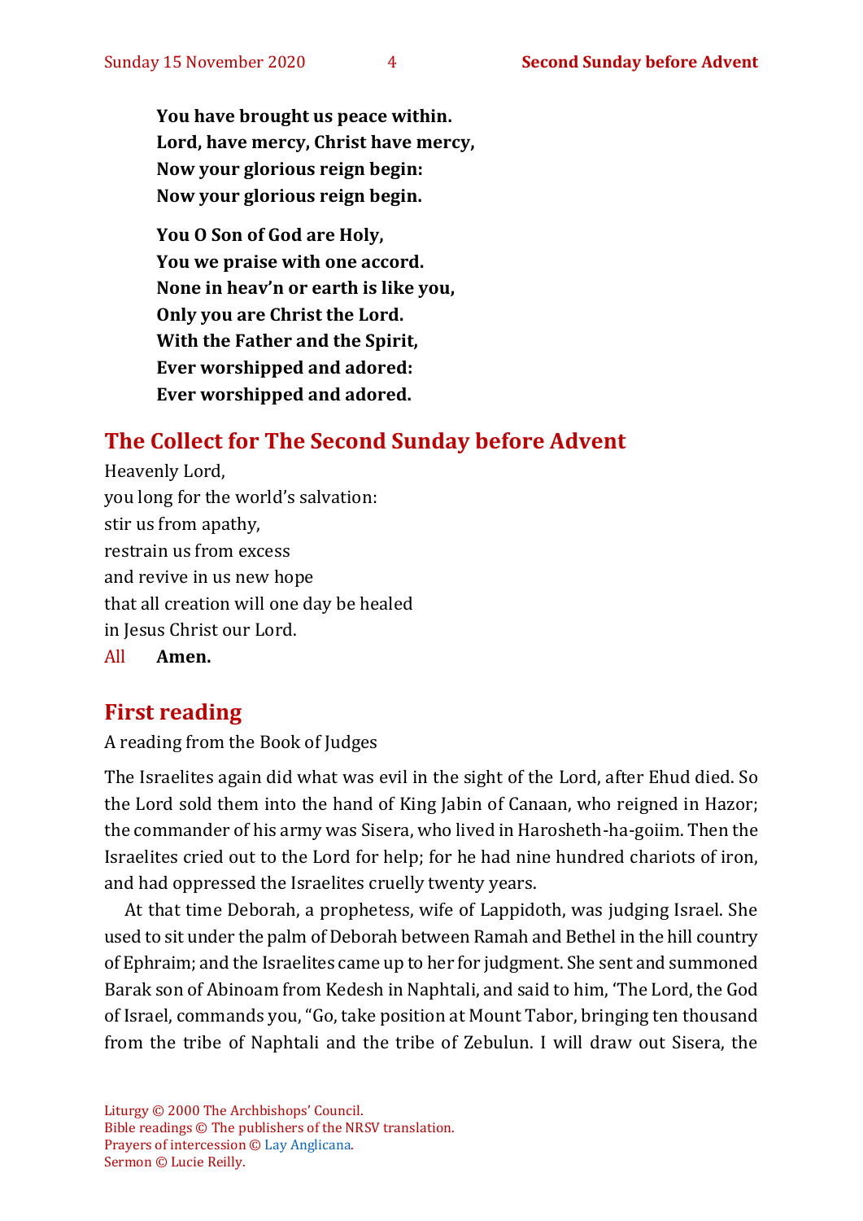**You have brought us peace within.**
**Lord, have mercy, Christ have mercy,**
**Now your glorious reign begin:**
**Now your glorious reign begin.**

**You O Son of God are Holy,**
**You we praise with one accord.**
**None in heav'n or earth is like you,**
**Only you are Christ the Lord.**
**With the Father and the Spirit,**
**Ever worshipped and adored:**
**Ever worshipped and adored.**

## The Collect for The Second Sunday before Advent

Heavenly Lord,
you long for the world's salvation:
stir us from apathy,
restrain us from excess
and revive in us new hope
that all creation will one day be healed
in Jesus Christ our Lord.

All **Amen.**

## First reading

A reading from the Book of Judges

The Israelites again did what was evil in the sight of the Lord, after Ehud died. So the Lord sold them into the hand of King Jabin of Canaan, who reigned in Hazor; the commander of his army was Sisera, who lived in Harosheth-ha-goiim. Then the Israelites cried out to the Lord for help; for he had nine hundred chariots of iron, and had oppressed the Israelites cruelly twenty years.

At that time Deborah, a prophetess, wife of Lappidoth, was judging Israel. She used to sit under the palm of Deborah between Ramah and Bethel in the hill country of Ephraim; and the Israelites came up to her for judgment. She sent and summoned Barak son of Abinoam from Kedesh in Naphtali, and said to him, 'The Lord, the God of Israel, commands you, "Go, take position at Mount Tabor, bringing ten thousand from the tribe of Naphtali and the tribe of Zebulun. I will draw out Sisera, the

Liturgy © 2000 The Archbishops' Council.
Bible readings © The publishers of the NRSV translation.
Prayers of intercession © Lay Anglicana.
Sermon © Lucie Reilly.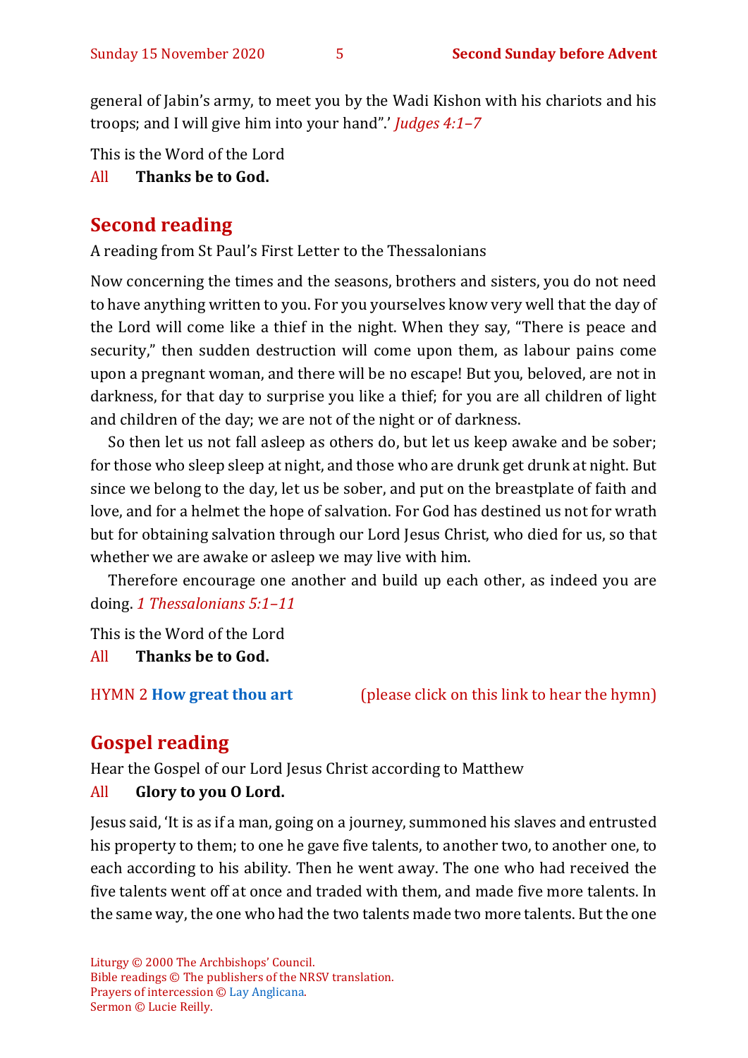general of Jabin's army, to meet you by the Wadi Kishon with his chariots and his troops; and I will give him into your hand".' *Judges 4:1–7*

This is the Word of the Lord

All **Thanks be to God.**

## Second reading

A reading from St Paul's First Letter to the Thessalonians

Now concerning the times and the seasons, brothers and sisters, you do not need to have anything written to you. For you yourselves know very well that the day of the Lord will come like a thief in the night. When they say, "There is peace and security," then sudden destruction will come upon them, as labour pains come upon a pregnant woman, and there will be no escape! But you, beloved, are not in darkness, for that day to surprise you like a thief; for you are all children of light and children of the day; we are not of the night or of darkness.

So then let us not fall asleep as others do, but let us keep awake and be sober; for those who sleep sleep at night, and those who are drunk get drunk at night. But since we belong to the day, let us be sober, and put on the breastplate of faith and love, and for a helmet the hope of salvation. For God has destined us not for wrath but for obtaining salvation through our Lord Jesus Christ, who died for us, so that whether we are awake or asleep we may live with him.

Therefore encourage one another and build up each other, as indeed you are doing. *1 Thessalonians 5:1–11*

This is the Word of the Lord

All **Thanks be to God.**

HYMN 2 **How great thou art** (please click on this link to hear the hymn)

## Gospel reading

Hear the Gospel of our Lord Jesus Christ according to Matthew

All **Glory to you O Lord.**

Jesus said, 'It is as if a man, going on a journey, summoned his slaves and entrusted his property to them; to one he gave five talents, to another two, to another one, to each according to his ability. Then he went away. The one who had received the five talents went off at once and traded with them, and made five more talents. In the same way, the one who had the two talents made two more talents. But the one

Liturgy © 2000 The Archbishops' Council.
Bible readings © The publishers of the NRSV translation.
Prayers of intercession © Lay Anglicana.
Sermon © Lucie Reilly.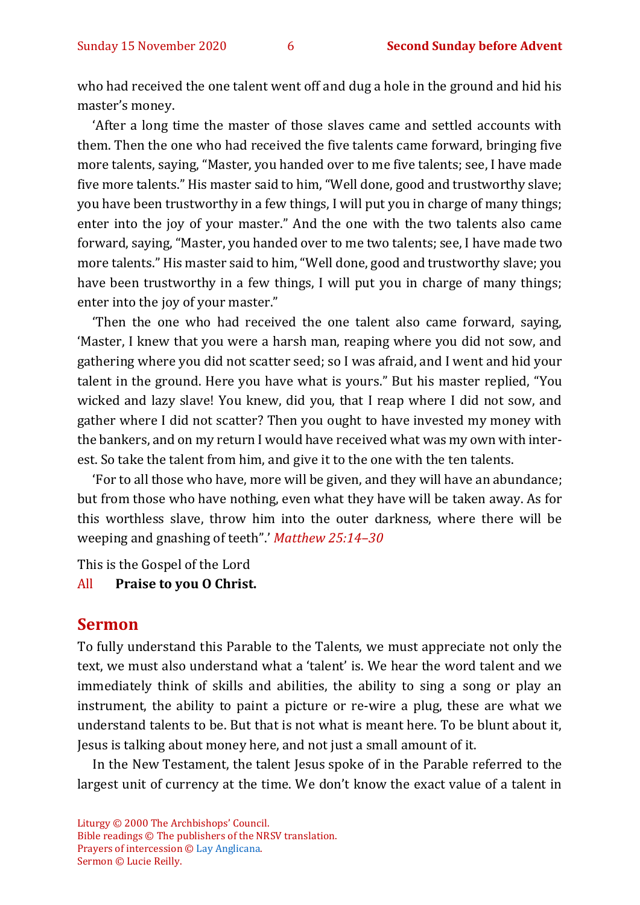who had received the one talent went off and dug a hole in the ground and hid his master's money.

'After a long time the master of those slaves came and settled accounts with them. Then the one who had received the five talents came forward, bringing five more talents, saying, "Master, you handed over to me five talents; see, I have made five more talents." His master said to him, "Well done, good and trustworthy slave; you have been trustworthy in a few things, I will put you in charge of many things; enter into the joy of your master." And the one with the two talents also came forward, saying, "Master, you handed over to me two talents; see, I have made two more talents." His master said to him, "Well done, good and trustworthy slave; you have been trustworthy in a few things, I will put you in charge of many things; enter into the joy of your master."

'Then the one who had received the one talent also came forward, saying, 'Master, I knew that you were a harsh man, reaping where you did not sow, and gathering where you did not scatter seed; so I was afraid, and I went and hid your talent in the ground. Here you have what is yours." But his master replied, "You wicked and lazy slave! You knew, did you, that I reap where I did not sow, and gather where I did not scatter? Then you ought to have invested my money with the bankers, and on my return I would have received what was my own with interest. So take the talent from him, and give it to the one with the ten talents.

'For to all those who have, more will be given, and they will have an abundance; but from those who have nothing, even what they have will be taken away. As for this worthless slave, throw him into the outer darkness, where there will be weeping and gnashing of teeth".' *Matthew 25:14–30*

This is the Gospel of the Lord
All **Praise to you O Christ.**

## Sermon

To fully understand this Parable to the Talents, we must appreciate not only the text, we must also understand what a 'talent' is. We hear the word talent and we immediately think of skills and abilities, the ability to sing a song or play an instrument, the ability to paint a picture or re-wire a plug, these are what we understand talents to be. But that is not what is meant here. To be blunt about it, Jesus is talking about money here, and not just a small amount of it.

In the New Testament, the talent Jesus spoke of in the Parable referred to the largest unit of currency at the time. We don't know the exact value of a talent in

Liturgy © 2000 The Archbishops' Council.
Bible readings © The publishers of the NRSV translation.
Prayers of intercession © Lay Anglicana.
Sermon © Lucie Reilly.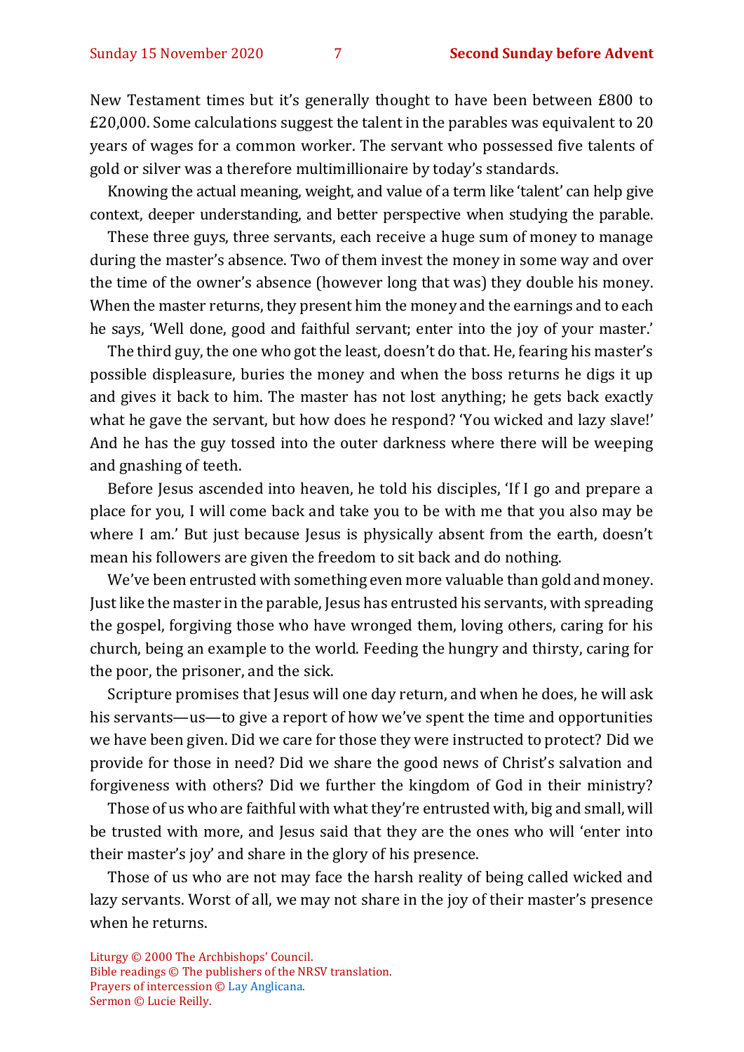New Testament times but it's generally thought to have been between £800 to £20,000. Some calculations suggest the talent in the parables was equivalent to 20 years of wages for a common worker. The servant who possessed five talents of gold or silver was a therefore multimillionaire by today's standards.

Knowing the actual meaning, weight, and value of a term like 'talent' can help give context, deeper understanding, and better perspective when studying the parable.

These three guys, three servants, each receive a huge sum of money to manage during the master's absence. Two of them invest the money in some way and over the time of the owner's absence (however long that was) they double his money. When the master returns, they present him the money and the earnings and to each he says, 'Well done, good and faithful servant; enter into the joy of your master.'

The third guy, the one who got the least, doesn't do that. He, fearing his master's possible displeasure, buries the money and when the boss returns he digs it up and gives it back to him. The master has not lost anything; he gets back exactly what he gave the servant, but how does he respond? 'You wicked and lazy slave!' And he has the guy tossed into the outer darkness where there will be weeping and gnashing of teeth.

Before Jesus ascended into heaven, he told his disciples, 'If I go and prepare a place for you, I will come back and take you to be with me that you also may be where I am.' But just because Jesus is physically absent from the earth, doesn't mean his followers are given the freedom to sit back and do nothing.

We've been entrusted with something even more valuable than gold and money. Just like the master in the parable, Jesus has entrusted his servants, with spreading the gospel, forgiving those who have wronged them, loving others, caring for his church, being an example to the world. Feeding the hungry and thirsty, caring for the poor, the prisoner, and the sick.

Scripture promises that Jesus will one day return, and when he does, he will ask his servants—us—to give a report of how we've spent the time and opportunities we have been given. Did we care for those they were instructed to protect? Did we provide for those in need? Did we share the good news of Christ's salvation and forgiveness with others? Did we further the kingdom of God in their ministry?

Those of us who are faithful with what they're entrusted with, big and small, will be trusted with more, and Jesus said that they are the ones who will 'enter into their master's joy' and share in the glory of his presence.

Those of us who are not may face the harsh reality of being called wicked and lazy servants. Worst of all, we may not share in the joy of their master's presence when he returns.

Liturgy © 2000 The Archbishops' Council.
Bible readings © The publishers of the NRSV translation.
Prayers of intercession © Lay Anglicana.
Sermon © Lucie Reilly.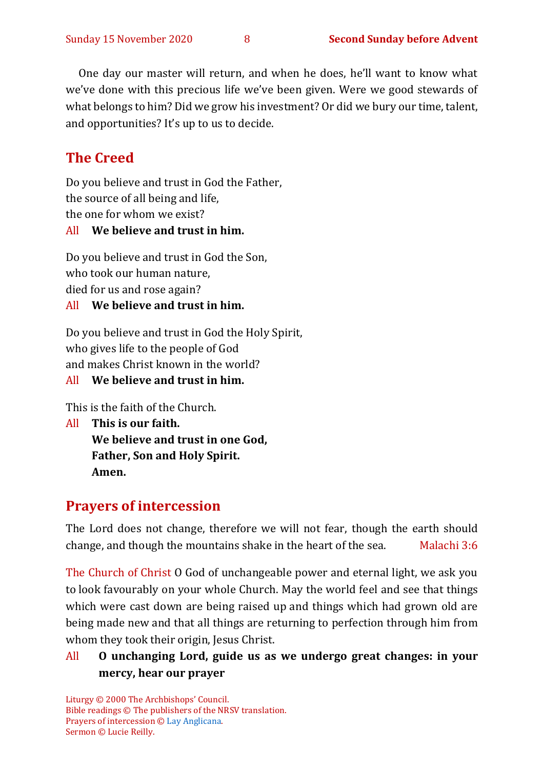One day our master will return, and when he does, he'll want to know what we've done with this precious life we've been given. Were we good stewards of what belongs to him? Did we grow his investment? Or did we bury our time, talent, and opportunities? It's up to us to decide.

## The Creed

Do you believe and trust in God the Father,
the source of all being and life,
the one for whom we exist?

All **We believe and trust in him.**

Do you believe and trust in God the Son,
who took our human nature,
died for us and rose again?

All **We believe and trust in him.**

Do you believe and trust in God the Holy Spirit,
who gives life to the people of God
and makes Christ known in the world?

All **We believe and trust in him.**

This is the faith of the Church.

All **This is our faith.**
**We believe and trust in one God,**
**Father, Son and Holy Spirit.**
**Amen.**

## Prayers of intercession

The Lord does not change, therefore we will not fear, though the earth should change, and though the mountains shake in the heart of the sea. Malachi 3:6

The Church of Christ O God of unchangeable power and eternal light, we ask you to look favourably on your whole Church. May the world feel and see that things which were cast down are being raised up and things which had grown old are being made new and that all things are returning to perfection through him from whom they took their origin, Jesus Christ.

All **O unchanging Lord, guide us as we undergo great changes: in your mercy, hear our prayer**

Liturgy © 2000 The Archbishops' Council.
Bible readings © The publishers of the NRSV translation.
Prayers of intercession © Lay Anglicana.
Sermon © Lucie Reilly.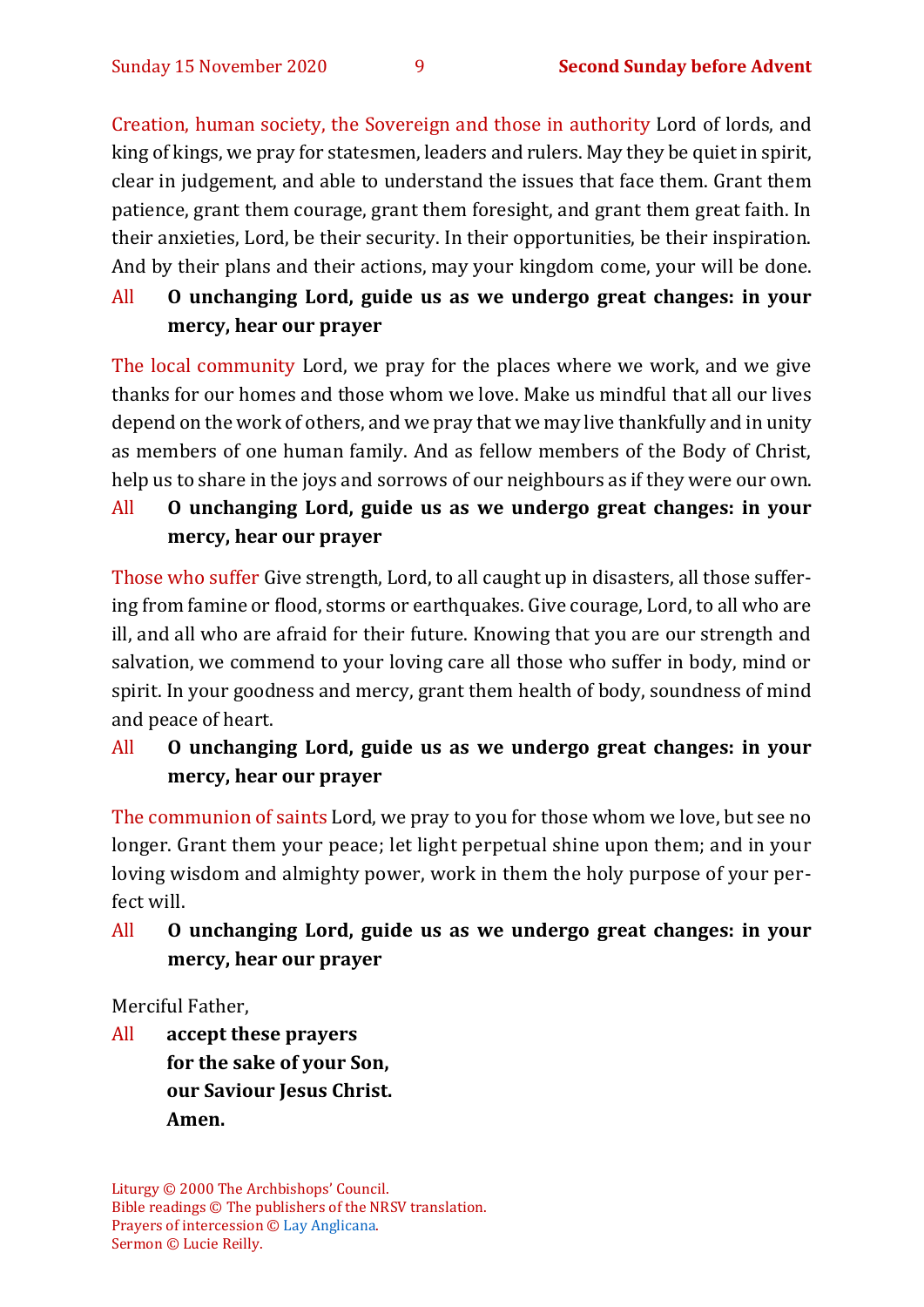Creation, human society, the Sovereign and those in authority Lord of lords, and king of kings, we pray for statesmen, leaders and rulers. May they be quiet in spirit, clear in judgement, and able to understand the issues that face them. Grant them patience, grant them courage, grant them foresight, and grant them great faith. In their anxieties, Lord, be their security. In their opportunities, be their inspiration. And by their plans and their actions, may your kingdom come, your will be done.

All **O unchanging Lord, guide us as we undergo great changes: in your mercy, hear our prayer**

The local community Lord, we pray for the places where we work, and we give thanks for our homes and those whom we love. Make us mindful that all our lives depend on the work of others, and we pray that we may live thankfully and in unity as members of one human family. And as fellow members of the Body of Christ, help us to share in the joys and sorrows of our neighbours as if they were our own.

All **O unchanging Lord, guide us as we undergo great changes: in your mercy, hear our prayer**

Those who suffer Give strength, Lord, to all caught up in disasters, all those suffering from famine or flood, storms or earthquakes. Give courage, Lord, to all who are ill, and all who are afraid for their future. Knowing that you are our strength and salvation, we commend to your loving care all those who suffer in body, mind or spirit. In your goodness and mercy, grant them health of body, soundness of mind and peace of heart.

All **O unchanging Lord, guide us as we undergo great changes: in your mercy, hear our prayer**

The communion of saints Lord, we pray to you for those whom we love, but see no longer. Grant them your peace; let light perpetual shine upon them; and in your loving wisdom and almighty power, work in them the holy purpose of your perfect will.

All **O unchanging Lord, guide us as we undergo great changes: in your mercy, hear our prayer**

Merciful Father,

All **accept these prayers**
**for the sake of your Son,**
**our Saviour Jesus Christ.**
**Amen.**

Liturgy © 2000 The Archbishops' Council.
Bible readings © The publishers of the NRSV translation.
Prayers of intercession © Lay Anglicana.
Sermon © Lucie Reilly.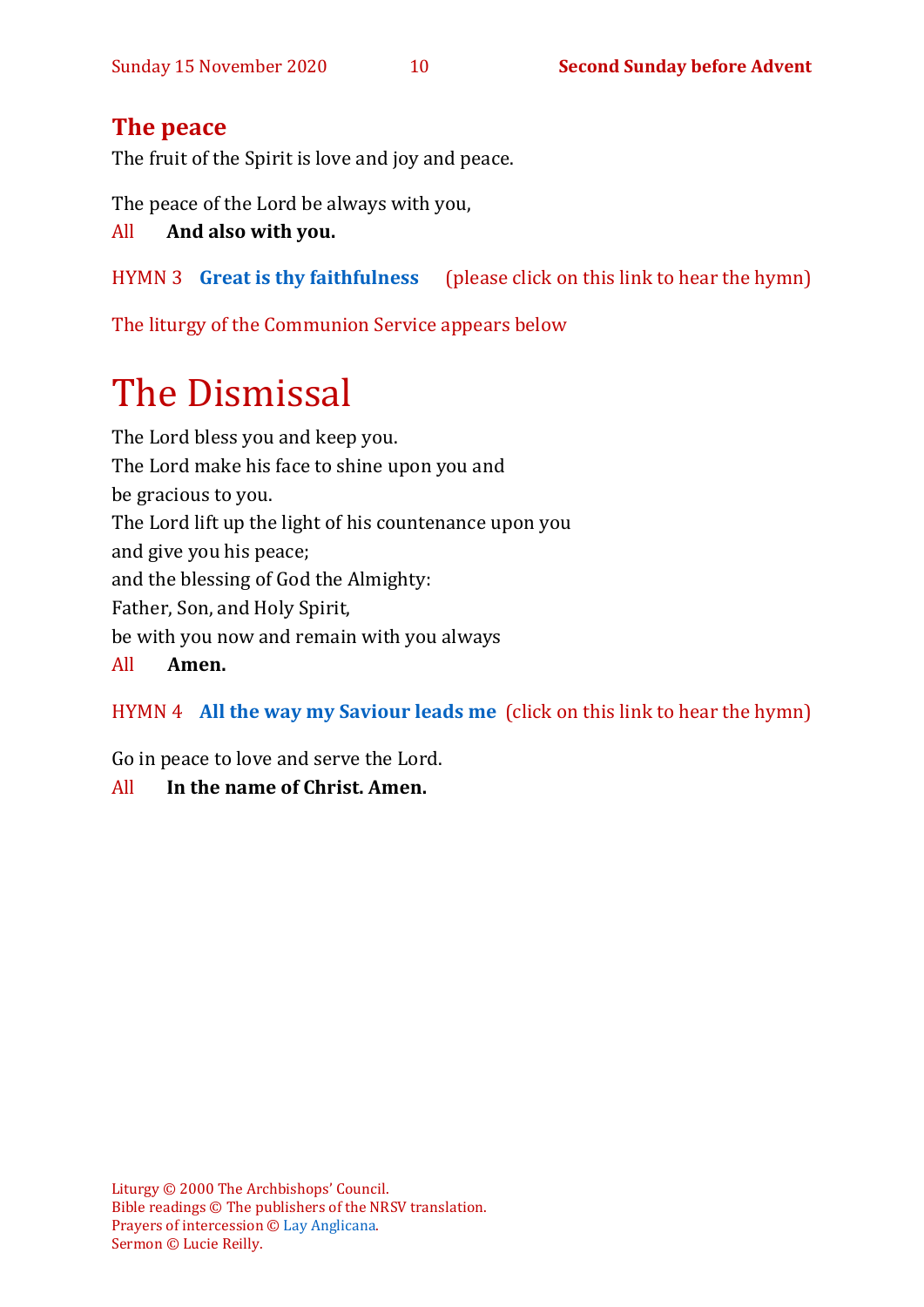## The peace

The fruit of the Spirit is love and joy and peace.

The peace of the Lord be always with you,

All **And also with you.**

HYMN 3 **Great is thy faithfulness** (please click on this link to hear the hymn)

The liturgy of the Communion Service appears below

# The Dismissal

The Lord bless you and keep you.
The Lord make his face to shine upon you and
be gracious to you.
The Lord lift up the light of his countenance upon you
and give you his peace;
and the blessing of God the Almighty:
Father, Son, and Holy Spirit,
be with you now and remain with you always

All **Amen.**

HYMN 4 **All the way my Saviour leads me** (click on this link to hear the hymn)

Go in peace to love and serve the Lord.

All **In the name of Christ. Amen.**

Liturgy © 2000 The Archbishops' Council.
Bible readings © The publishers of the NRSV translation.
Prayers of intercession © Lay Anglicana.
Sermon © Lucie Reilly.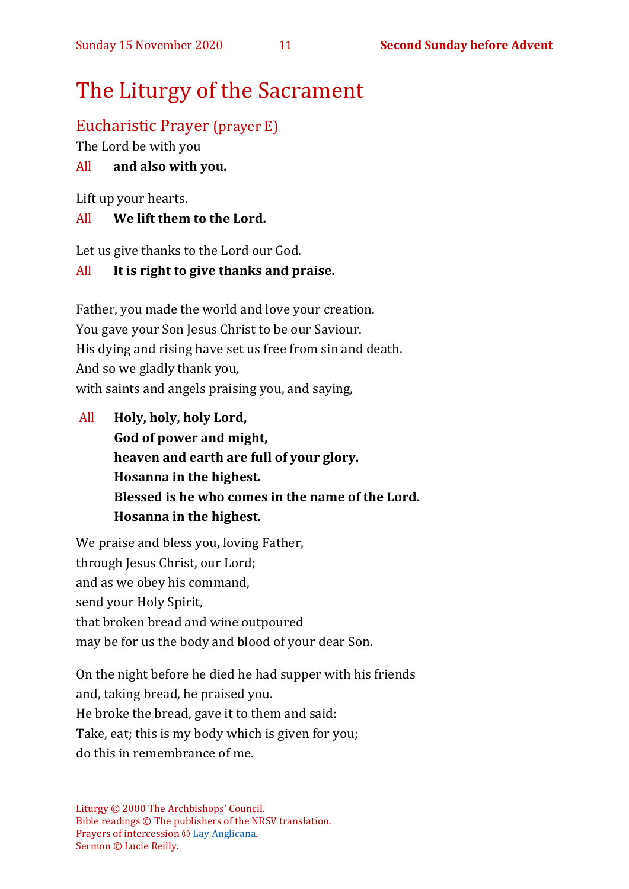# The Liturgy of the Sacrament

## Eucharistic Prayer (prayer E)

The Lord be with you

All **and also with you.**

Lift up your hearts.

All **We lift them to the Lord.**

Let us give thanks to the Lord our God.

All **It is right to give thanks and praise.**

Father, you made the world and love your creation.
You gave your Son Jesus Christ to be our Saviour.
His dying and rising have set us free from sin and death.
And so we gladly thank you,
with saints and angels praising you, and saying,

All **Holy, holy, holy Lord,**
**God of power and might,**
**heaven and earth are full of your glory.**
**Hosanna in the highest.**
**Blessed is he who comes in the name of the Lord.**
**Hosanna in the highest.**

We praise and bless you, loving Father,
through Jesus Christ, our Lord;
and as we obey his command,
send your Holy Spirit,
that broken bread and wine outpoured
may be for us the body and blood of your dear Son.

On the night before he died he had supper with his friends
and, taking bread, he praised you.
He broke the bread, gave it to them and said:
Take, eat; this is my body which is given for you;
do this in remembrance of me.

Liturgy © 2000 The Archbishops' Council.
Bible readings © The publishers of the NRSV translation.
Prayers of intercession © Lay Anglicana.
Sermon © Lucie Reilly.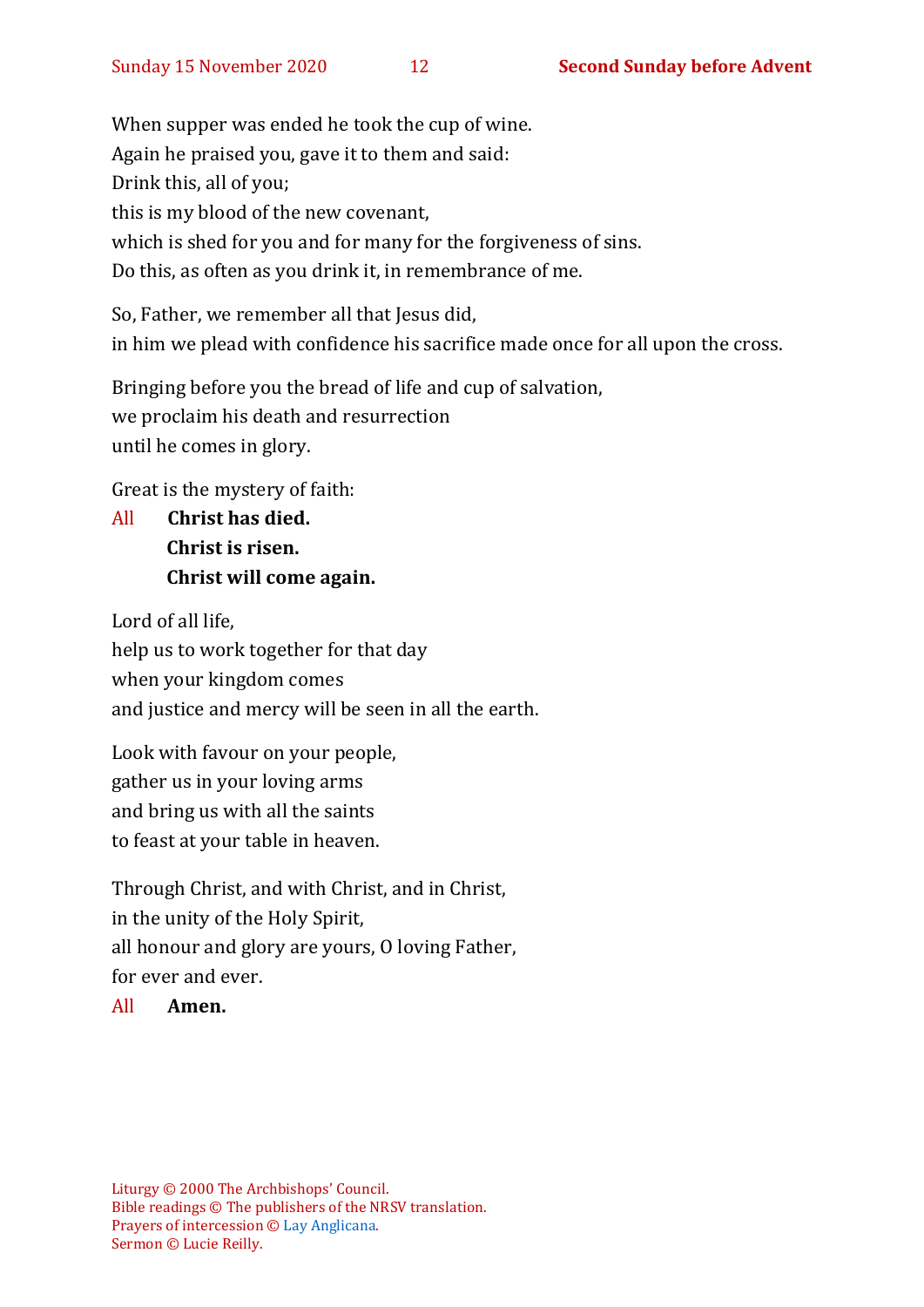When supper was ended he took the cup of wine.
Again he praised you, gave it to them and said:
Drink this, all of you;
this is my blood of the new covenant,
which is shed for you and for many for the forgiveness of sins.
Do this, as often as you drink it, in remembrance of me.

So, Father, we remember all that Jesus did,
in him we plead with confidence his sacrifice made once for all upon the cross.

Bringing before you the bread of life and cup of salvation,
we proclaim his death and resurrection
until he comes in glory.

Great is the mystery of faith:

All **Christ has died.**
**Christ is risen.**
**Christ will come again.**

Lord of all life,
help us to work together for that day
when your kingdom comes
and justice and mercy will be seen in all the earth.

Look with favour on your people,
gather us in your loving arms
and bring us with all the saints
to feast at your table in heaven.

Through Christ, and with Christ, and in Christ,
in the unity of the Holy Spirit,
all honour and glory are yours, O loving Father,
for ever and ever.

All **Amen.**

Liturgy © 2000 The Archbishops' Council.
Bible readings © The publishers of the NRSV translation.
Prayers of intercession © Lay Anglicana.
Sermon © Lucie Reilly.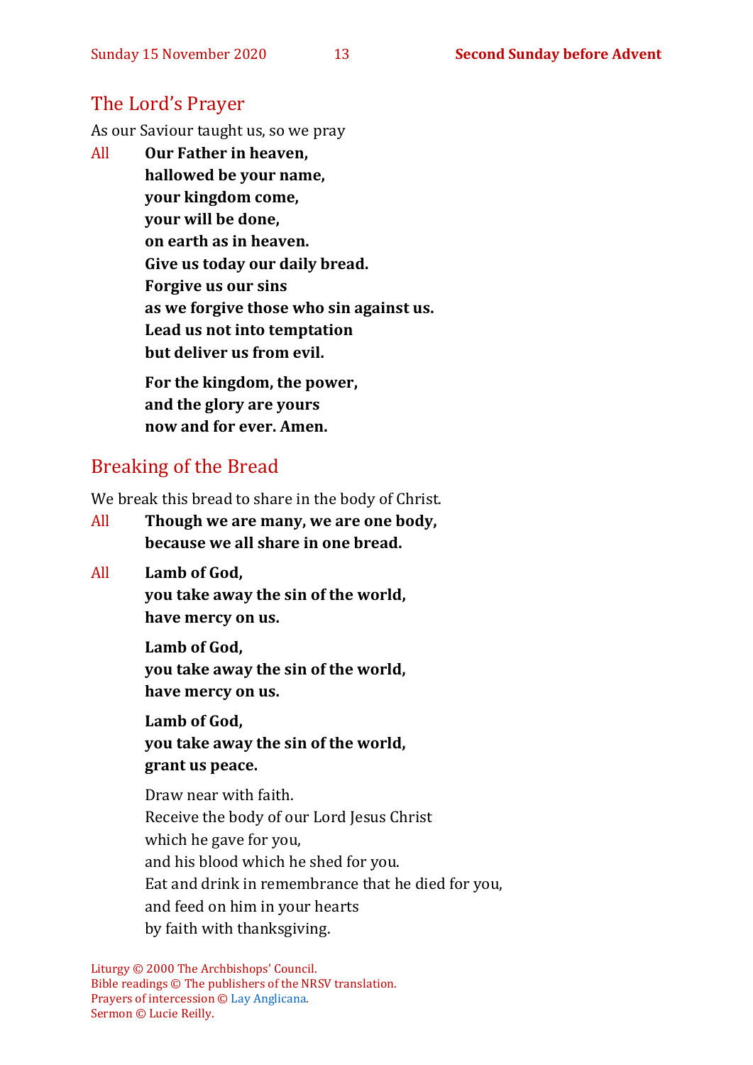## The Lord's Prayer

As our Saviour taught us, so we pray

All **Our Father in heaven,**
**hallowed be your name,**
**your kingdom come,**
**your will be done,**
**on earth as in heaven.**
**Give us today our daily bread.**
**Forgive us our sins**
**as we forgive those who sin against us.**
**Lead us not into temptation**
**but deliver us from evil.**

**For the kingdom, the power,**
**and the glory are yours**
**now and for ever. Amen.**

## Breaking of the Bread

We break this bread to share in the body of Christ.

All **Though we are many, we are one body,**
**because we all share in one bread.**

All **Lamb of God,**
**you take away the sin of the world,**
**have mercy on us.**

**Lamb of God,**
**you take away the sin of the world,**
**have mercy on us.**

**Lamb of God,**
**you take away the sin of the world,**
**grant us peace.**

Draw near with faith.
Receive the body of our Lord Jesus Christ
which he gave for you,
and his blood which he shed for you.
Eat and drink in remembrance that he died for you,
and feed on him in your hearts
by faith with thanksgiving.

Liturgy © 2000 The Archbishops' Council.
Bible readings © The publishers of the NRSV translation.
Prayers of intercession © Lay Anglicana.
Sermon © Lucie Reilly.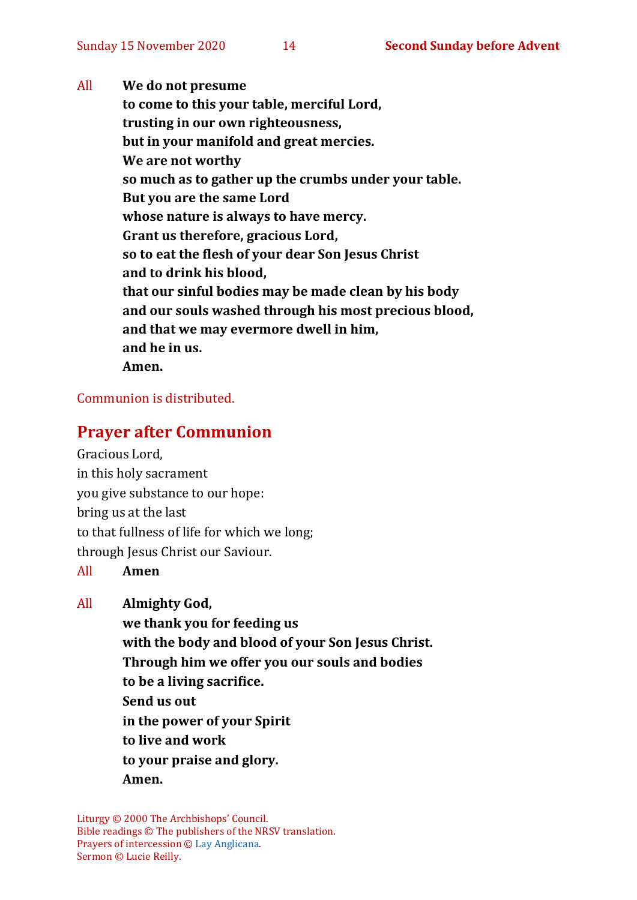All **We do not presume**
**to come to this your table, merciful Lord,**
**trusting in our own righteousness,**
**but in your manifold and great mercies.**
**We are not worthy**
**so much as to gather up the crumbs under your table.**
**But you are the same Lord**
**whose nature is always to have mercy.**
**Grant us therefore, gracious Lord,**
**so to eat the flesh of your dear Son Jesus Christ**
**and to drink his blood,**
**that our sinful bodies may be made clean by his body**
**and our souls washed through his most precious blood,**
**and that we may evermore dwell in him,**
**and he in us.**
**Amen.**

Communion is distributed.

## Prayer after Communion

Gracious Lord,
in this holy sacrament
you give substance to our hope:
bring us at the last
to that fullness of life for which we long;
through Jesus Christ our Saviour.

All **Amen**

All **Almighty God,**
**we thank you for feeding us**
**with the body and blood of your Son Jesus Christ.**
**Through him we offer you our souls and bodies**
**to be a living sacrifice.**
**Send us out**
**in the power of your Spirit**
**to live and work**
**to your praise and glory.**
**Amen.**

Liturgy © 2000 The Archbishops' Council.
Bible readings © The publishers of the NRSV translation.
Prayers of intercession © Lay Anglicana.
Sermon © Lucie Reilly.